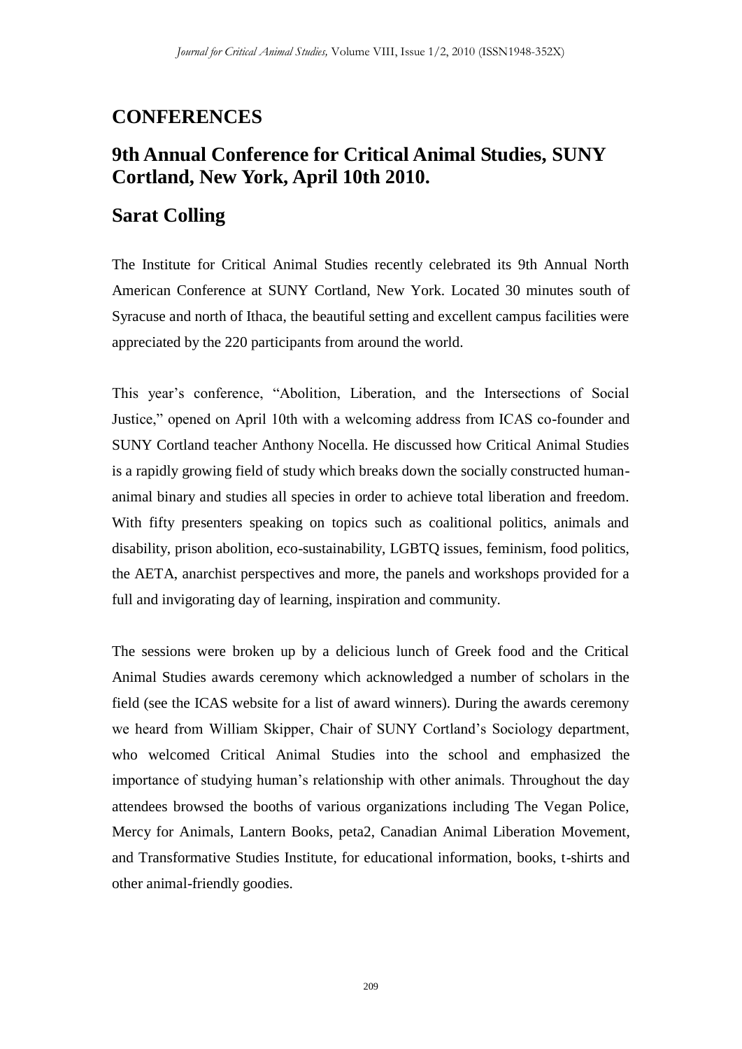# CONFERENCES

## 9th Annual Conference for Critical Animal Studies, SUNY Cortland, New York, April 10th 2010.

## Sarat Colling

The Institute for Critical Animal Studies recently celebrated its 9th Annual North American Conference at SUNY Cortland, New York. Located 30 minutes south of Syracuse and north of Ithaca, the beautiful setting and excellent campus facilities were appreciated by the 220 participants from around the world.

This year's conference, "Abolition, Liberation, and the Intersections of Social Justice," opened on April 10th with a welcoming address from ICAS co-founder and SUNY Cortland teacher Anthony Nocella. He discussed how Critical Animal Studies is a rapidly growing field of study which breaks down the socially constructed human-animal binary and studies all species in order to achieve total liberation and freedom. With fifty presenters speaking on topics such as coalitional politics, animals and disability, prison abolition, eco-sustainability, LGBTQ issues, feminism, food politics, the AETA, anarchist perspectives and more, the panels and workshops provided for a full and invigorating day of learning, inspiration and community.

The sessions were broken up by a delicious lunch of Greek food and the Critical Animal Studies awards ceremony which acknowledged a number of scholars in the field (see the ICAS website for a list of award winners). During the awards ceremony we heard from William Skipper, Chair of SUNY Cortland's Sociology department, who welcomed Critical Animal Studies into the school and emphasized the importance of studying human's relationship with other animals. Throughout the day attendees browsed the booths of various organizations including The Vegan Police, Mercy for Animals, Lantern Books, peta2, Canadian Animal Liberation Movement, and Transformative Studies Institute, for educational information, books, t-shirts and other animal-friendly goodies.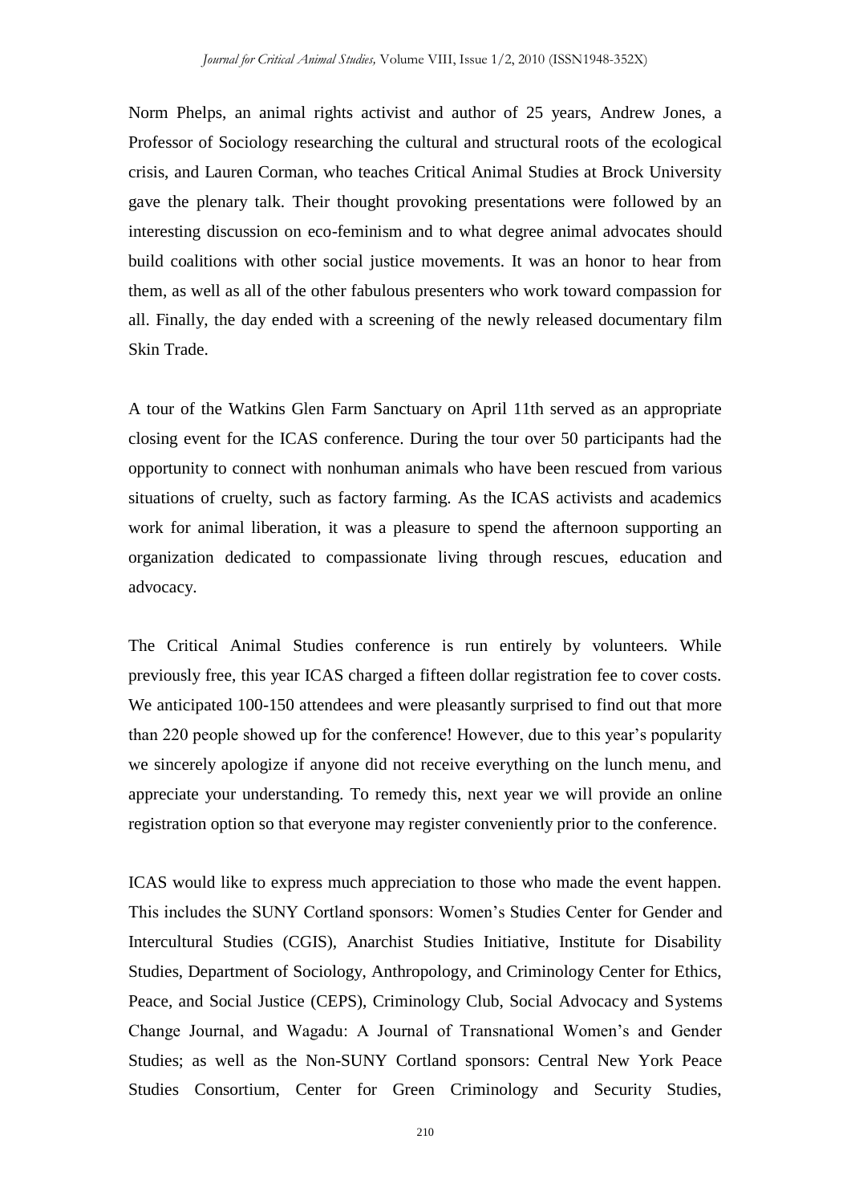Norm Phelps, an animal rights activist and author of 25 years, Andrew Jones, a Professor of Sociology researching the cultural and structural roots of the ecological crisis, and Lauren Corman, who teaches Critical Animal Studies at Brock University gave the plenary talk. Their thought provoking presentations were followed by an interesting discussion on eco-feminism and to what degree animal advocates should build coalitions with other social justice movements. It was an honor to hear from them, as well as all of the other fabulous presenters who work toward compassion for all. Finally, the day ended with a screening of the newly released documentary film Skin Trade.

A tour of the Watkins Glen Farm Sanctuary on April 11th served as an appropriate closing event for the ICAS conference. During the tour over 50 participants had the opportunity to connect with nonhuman animals who have been rescued from various situations of cruelty, such as factory farming. As the ICAS activists and academics work for animal liberation, it was a pleasure to spend the afternoon supporting an organization dedicated to compassionate living through rescues, education and advocacy.

The Critical Animal Studies conference is run entirely by volunteers. While previously free, this year ICAS charged a fifteen dollar registration fee to cover costs. We anticipated 100-150 attendees and were pleasantly surprised to find out that more than 220 people showed up for the conference! However, due to this year's popularity we sincerely apologize if anyone did not receive everything on the lunch menu, and appreciate your understanding. To remedy this, next year we will provide an online registration option so that everyone may register conveniently prior to the conference.

ICAS would like to express much appreciation to those who made the event happen. This includes the SUNY Cortland sponsors: Women's Studies Center for Gender and Intercultural Studies (CGIS), Anarchist Studies Initiative, Institute for Disability Studies, Department of Sociology, Anthropology, and Criminology Center for Ethics, Peace, and Social Justice (CEPS), Criminology Club, Social Advocacy and Systems Change Journal, and Wagadu: A Journal of Transnational Women's and Gender Studies; as well as the Non-SUNY Cortland sponsors: Central New York Peace Studies Consortium, Center for Green Criminology and Security Studies,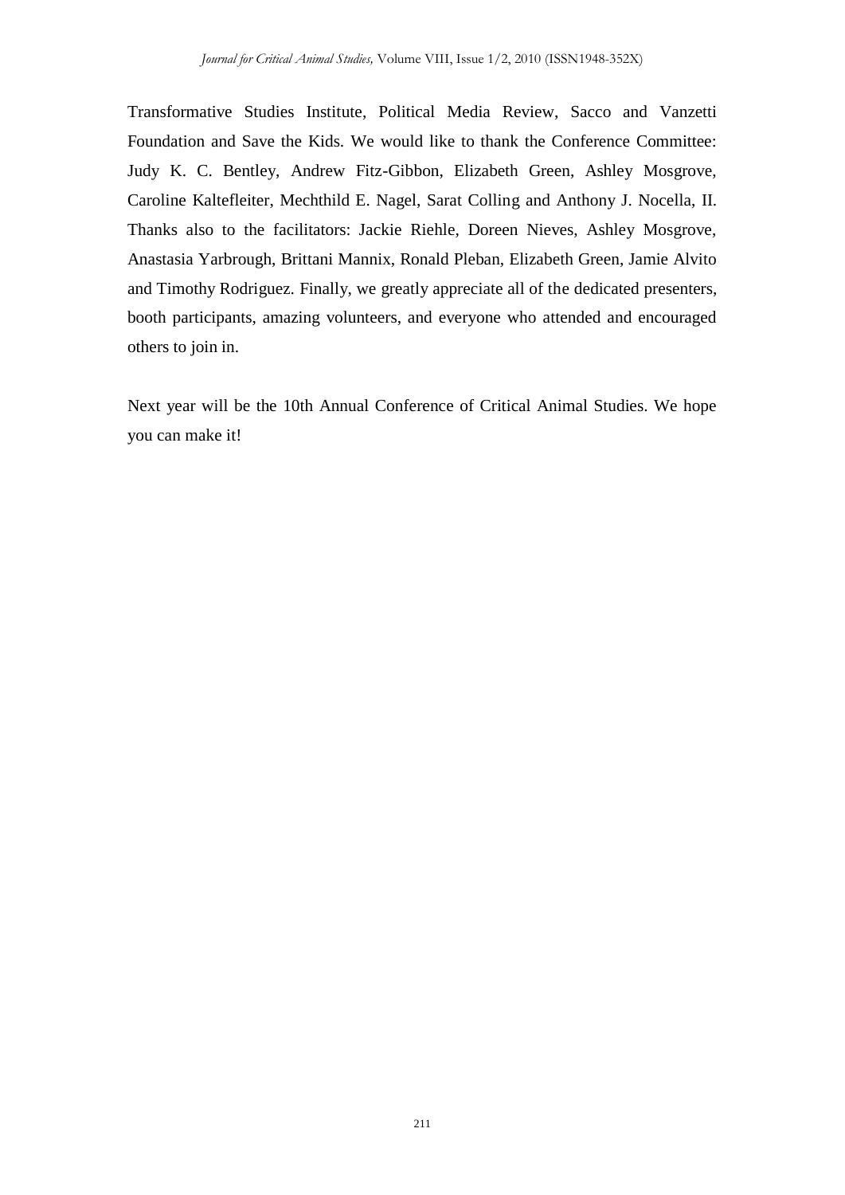Transformative Studies Institute, Political Media Review, Sacco and Vanzetti Foundation and Save the Kids. We would like to thank the Conference Committee: Judy K. C. Bentley, Andrew Fitz-Gibbon, Elizabeth Green, Ashley Mosgrove, Caroline Kaltefleiter, Mechthild E. Nagel, Sarat Colling and Anthony J. Nocella, II. Thanks also to the facilitators: Jackie Riehle, Doreen Nieves, Ashley Mosgrove, Anastasia Yarbrough, Brittani Mannix, Ronald Pleban, Elizabeth Green, Jamie Alvito and Timothy Rodriguez. Finally, we greatly appreciate all of the dedicated presenters, booth participants, amazing volunteers, and everyone who attended and encouraged others to join in.

Next year will be the 10th Annual Conference of Critical Animal Studies. We hope you can make it!